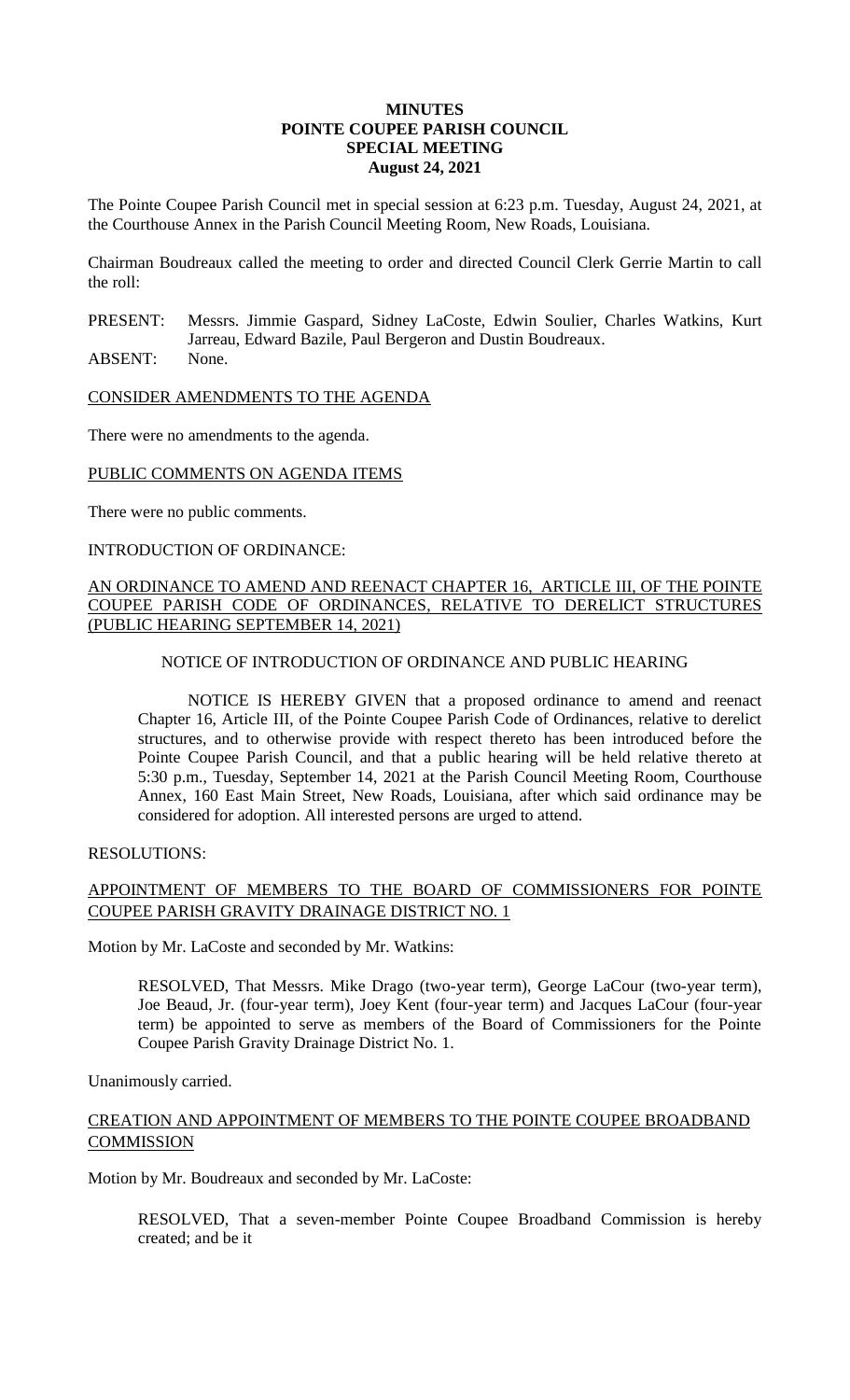**MINUTES**
**POINTE COUPEE PARISH COUNCIL**
**SPECIAL MEETING**
**August 24, 2021**

The Pointe Coupee Parish Council met in special session at 6:23 p.m. Tuesday, August 24, 2021, at the Courthouse Annex in the Parish Council Meeting Room, New Roads, Louisiana.

Chairman Boudreaux called the meeting to order and directed Council Clerk Gerrie Martin to call the roll:

PRESENT: Messrs. Jimmie Gaspard, Sidney LaCoste, Edwin Soulier, Charles Watkins, Kurt Jarreau, Edward Bazile, Paul Bergeron and Dustin Boudreaux.
ABSENT: None.

<u>CONSIDER AMENDMENTS TO THE AGENDA</u>

There were no amendments to the agenda.

<u>PUBLIC COMMENTS ON AGENDA ITEMS</u>

There were no public comments.

INTRODUCTION OF ORDINANCE:

<u>AN ORDINANCE TO AMEND AND REENACT CHAPTER 16, ARTICLE III, OF THE POINTE COUPEE PARISH CODE OF ORDINANCES, RELATIVE TO DERELICT STRUCTURES (PUBLIC HEARING SEPTEMBER 14, 2021)</u>

NOTICE OF INTRODUCTION OF ORDINANCE AND PUBLIC HEARING

NOTICE IS HEREBY GIVEN that a proposed ordinance to amend and reenact Chapter 16, Article III, of the Pointe Coupee Parish Code of Ordinances, relative to derelict structures, and to otherwise provide with respect thereto has been introduced before the Pointe Coupee Parish Council, and that a public hearing will be held relative thereto at 5:30 p.m., Tuesday, September 14, 2021 at the Parish Council Meeting Room, Courthouse Annex, 160 East Main Street, New Roads, Louisiana, after which said ordinance may be considered for adoption. All interested persons are urged to attend.

RESOLUTIONS:

<u>APPOINTMENT OF MEMBERS TO THE BOARD OF COMMISSIONERS FOR POINTE COUPEE PARISH GRAVITY DRAINAGE DISTRICT NO. 1</u>

Motion by Mr. LaCoste and seconded by Mr. Watkins:

RESOLVED, That Messrs. Mike Drago (two-year term), George LaCour (two-year term), Joe Beaud, Jr. (four-year term), Joey Kent (four-year term) and Jacques LaCour (four-year term) be appointed to serve as members of the Board of Commissioners for the Pointe Coupee Parish Gravity Drainage District No. 1.

Unanimously carried.

<u>CREATION AND APPOINTMENT OF MEMBERS TO THE POINTE COUPEE BROADBAND COMMISSION</u>

Motion by Mr. Boudreaux and seconded by Mr. LaCoste:

RESOLVED, That a seven-member Pointe Coupee Broadband Commission is hereby created; and be it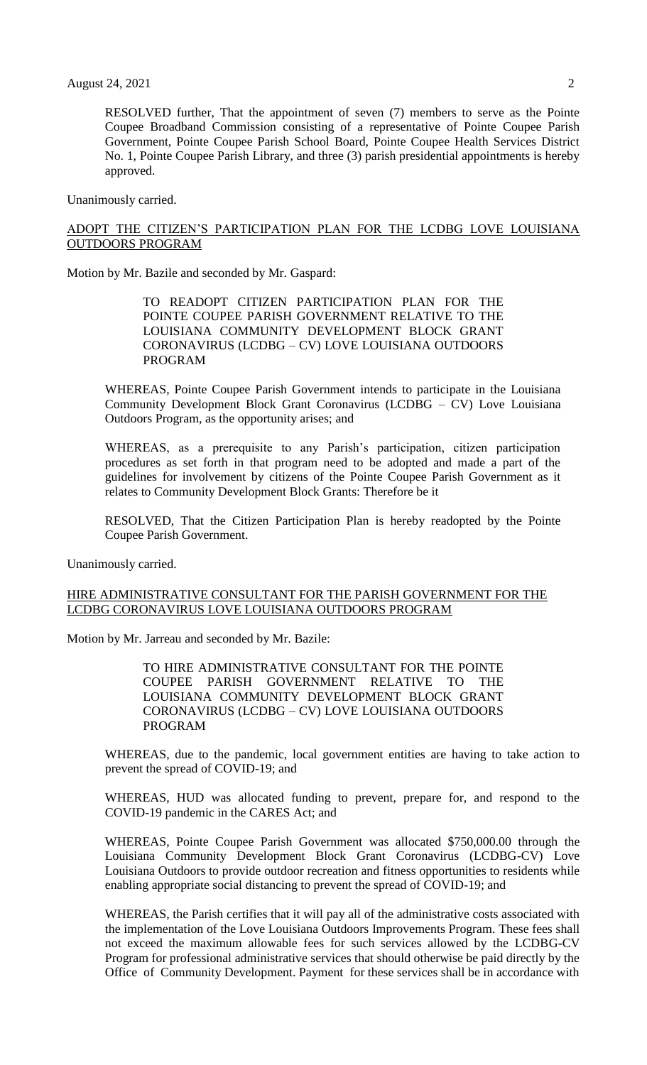RESOLVED further, That the appointment of seven (7) members to serve as the Pointe Coupee Broadband Commission consisting of a representative of Pointe Coupee Parish Government, Pointe Coupee Parish School Board, Pointe Coupee Health Services District No. 1, Pointe Coupee Parish Library, and three (3) parish presidential appointments is hereby approved.

Unanimously carried.

ADOPT THE CITIZEN'S PARTICIPATION PLAN FOR THE LCDBG LOVE LOUISIANA OUTDOORS PROGRAM

Motion by Mr. Bazile and seconded by Mr. Gaspard:

> TO READOPT CITIZEN PARTICIPATION PLAN FOR THE POINTE COUPEE PARISH GOVERNMENT RELATIVE TO THE LOUISIANA COMMUNITY DEVELOPMENT BLOCK GRANT CORONAVIRUS (LCDBG – CV) LOVE LOUISIANA OUTDOORS PROGRAM

WHEREAS, Pointe Coupee Parish Government intends to participate in the Louisiana Community Development Block Grant Coronavirus (LCDBG – CV) Love Louisiana Outdoors Program, as the opportunity arises; and

WHEREAS, as a prerequisite to any Parish's participation, citizen participation procedures as set forth in that program need to be adopted and made a part of the guidelines for involvement by citizens of the Pointe Coupee Parish Government as it relates to Community Development Block Grants: Therefore be it

RESOLVED, That the Citizen Participation Plan is hereby readopted by the Pointe Coupee Parish Government.

Unanimously carried.

HIRE ADMINISTRATIVE CONSULTANT FOR THE PARISH GOVERNMENT FOR THE LCDBG CORONAVIRUS LOVE LOUISIANA OUTDOORS PROGRAM

Motion by Mr. Jarreau and seconded by Mr. Bazile:

> TO HIRE ADMINISTRATIVE CONSULTANT FOR THE POINTE COUPEE PARISH GOVERNMENT RELATIVE TO THE LOUISIANA COMMUNITY DEVELOPMENT BLOCK GRANT CORONAVIRUS (LCDBG – CV) LOVE LOUISIANA OUTDOORS PROGRAM

WHEREAS, due to the pandemic, local government entities are having to take action to prevent the spread of COVID-19; and

WHEREAS, HUD was allocated funding to prevent, prepare for, and respond to the COVID-19 pandemic in the CARES Act; and

WHEREAS, Pointe Coupee Parish Government was allocated $750,000.00 through the Louisiana Community Development Block Grant Coronavirus (LCDBG-CV) Love Louisiana Outdoors to provide outdoor recreation and fitness opportunities to residents while enabling appropriate social distancing to prevent the spread of COVID-19; and

WHEREAS, the Parish certifies that it will pay all of the administrative costs associated with the implementation of the Love Louisiana Outdoors Improvements Program. These fees shall not exceed the maximum allowable fees for such services allowed by the LCDBG-CV Program for professional administrative services that should otherwise be paid directly by the Office of Community Development. Payment for these services shall be in accordance with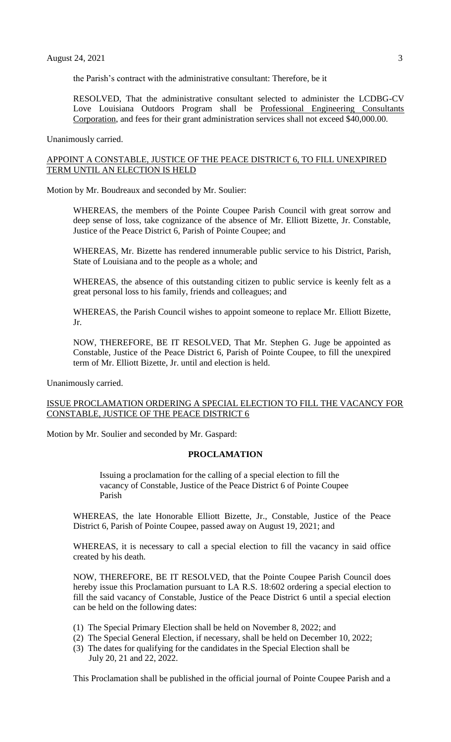the Parish's contract with the administrative consultant: Therefore, be it

RESOLVED, That the administrative consultant selected to administer the LCDBG-CV Love Louisiana Outdoors Program shall be Professional Engineering Consultants Corporation, and fees for their grant administration services shall not exceed $40,000.00.

Unanimously carried.

## APPOINT A CONSTABLE, JUSTICE OF THE PEACE DISTRICT 6, TO FILL UNEXPIRED TERM UNTIL AN ELECTION IS HELD

Motion by Mr. Boudreaux and seconded by Mr. Soulier:

WHEREAS, the members of the Pointe Coupee Parish Council with great sorrow and deep sense of loss, take cognizance of the absence of Mr. Elliott Bizette, Jr. Constable, Justice of the Peace District 6, Parish of Pointe Coupee; and

WHEREAS, Mr. Bizette has rendered innumerable public service to his District, Parish, State of Louisiana and to the people as a whole; and

WHEREAS, the absence of this outstanding citizen to public service is keenly felt as a great personal loss to his family, friends and colleagues; and

WHEREAS, the Parish Council wishes to appoint someone to replace Mr. Elliott Bizette, Jr.

NOW, THEREFORE, BE IT RESOLVED, That Mr. Stephen G. Juge be appointed as Constable, Justice of the Peace District 6, Parish of Pointe Coupee, to fill the unexpired term of Mr. Elliott Bizette, Jr. until and election is held.

Unanimously carried.

## ISSUE PROCLAMATION ORDERING A SPECIAL ELECTION TO FILL THE VACANCY FOR CONSTABLE, JUSTICE OF THE PEACE DISTRICT 6

Motion by Mr. Soulier and seconded by Mr. Gaspard:

### PROCLAMATION

Issuing a proclamation for the calling of a special election to fill the vacancy of Constable, Justice of the Peace District 6 of Pointe Coupee Parish

WHEREAS, the late Honorable Elliott Bizette, Jr., Constable, Justice of the Peace District 6, Parish of Pointe Coupee, passed away on August 19, 2021; and

WHEREAS, it is necessary to call a special election to fill the vacancy in said office created by his death.

NOW, THEREFORE, BE IT RESOLVED, that the Pointe Coupee Parish Council does hereby issue this Proclamation pursuant to LA R.S. 18:602 ordering a special election to fill the said vacancy of Constable, Justice of the Peace District 6 until a special election can be held on the following dates:

(1) The Special Primary Election shall be held on November 8, 2022; and
(2) The Special General Election, if necessary, shall be held on December 10, 2022;
(3) The dates for qualifying for the candidates in the Special Election shall be July 20, 21 and 22, 2022.

This Proclamation shall be published in the official journal of Pointe Coupee Parish and a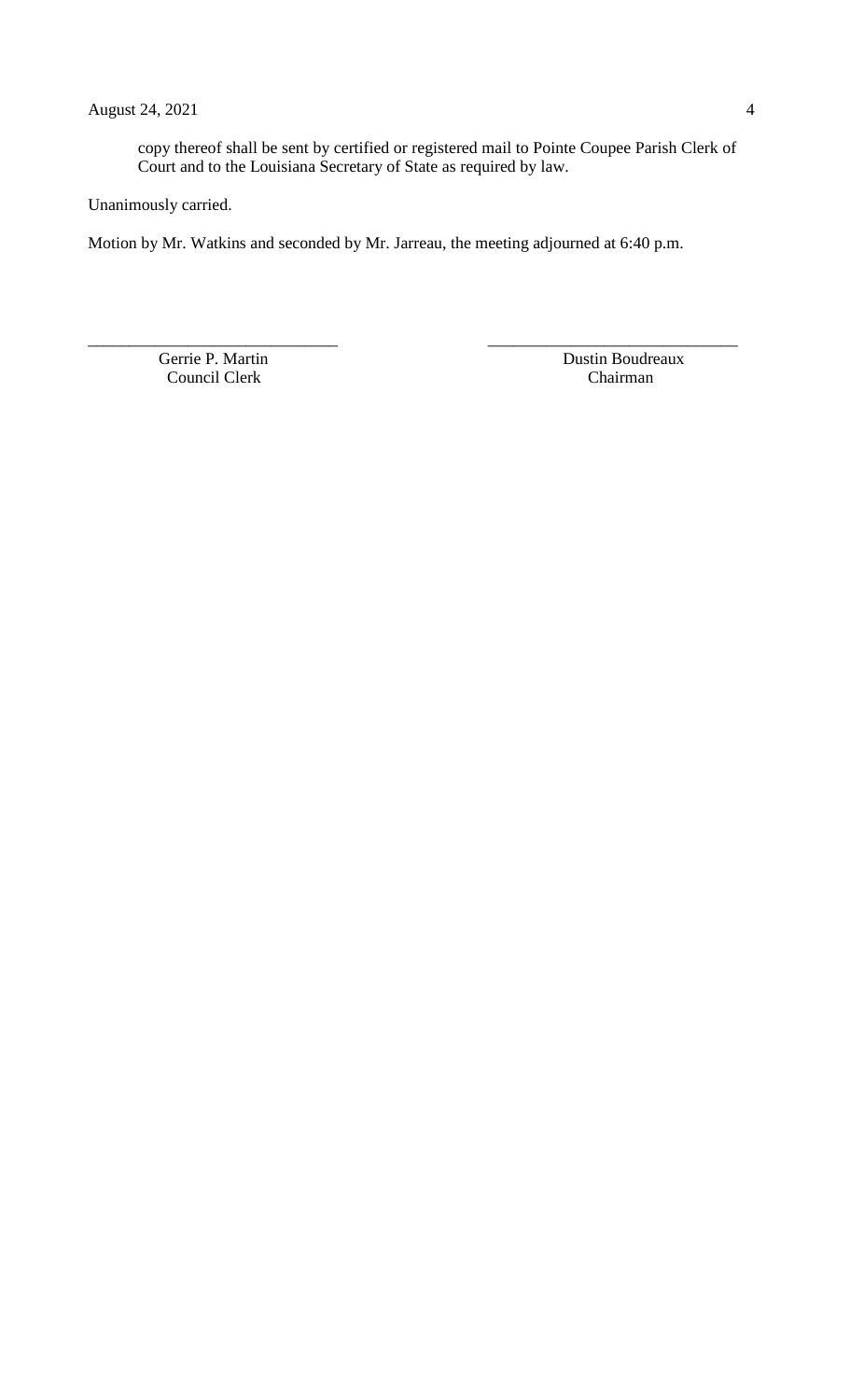copy thereof shall be sent by certified or registered mail to Pointe Coupee Parish Clerk of Court and to the Louisiana Secretary of State as required by law.

Unanimously carried.

Motion by Mr. Watkins and seconded by Mr. Jarreau, the meeting adjourned at 6:40 p.m.

| | |
|---|---|
| ______________________________ | ______________________________ |
| Gerrie P. Martin | Dustin Boudreaux |
| Council Clerk | Chairman |